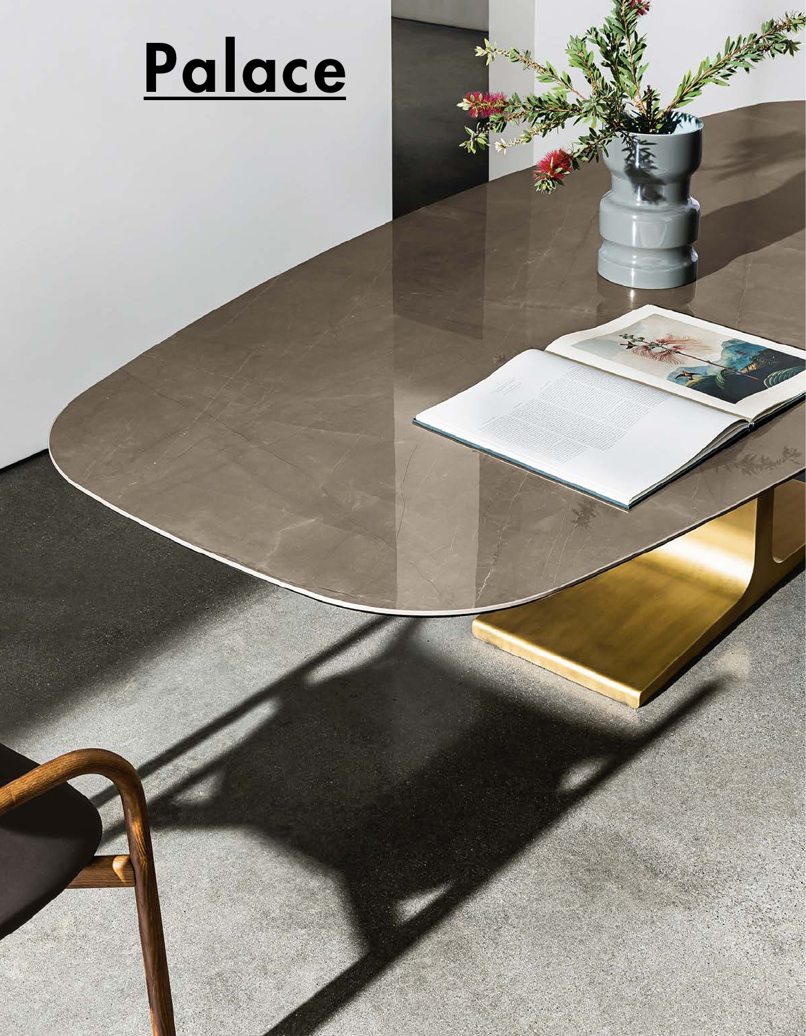# Palace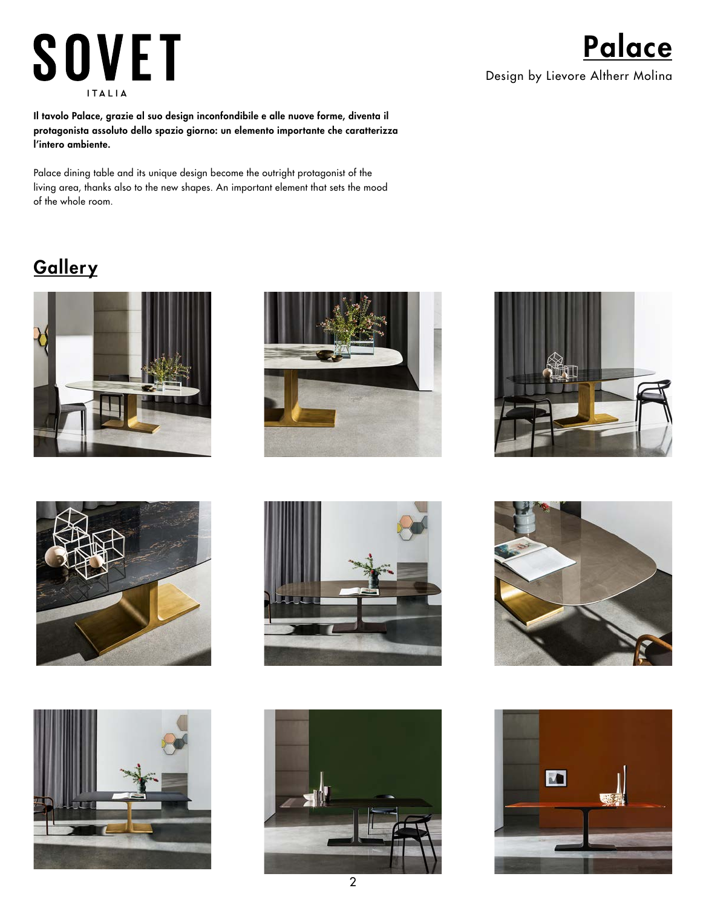# SOVET

ITALIA

# Palace

Design by Lievore Altherr Molina

**Il tavolo Palace, grazie al suo design inconfondibile e alle nuove forme, diventa il protagonista assoluto dello spazio giorno: un elemento importante che caratterizza l'intero ambiente.**

Palace dining table and its unique design become the outright protagonist of the living area, thanks also to the new shapes. An important element that sets the mood of the whole room.

## Gallery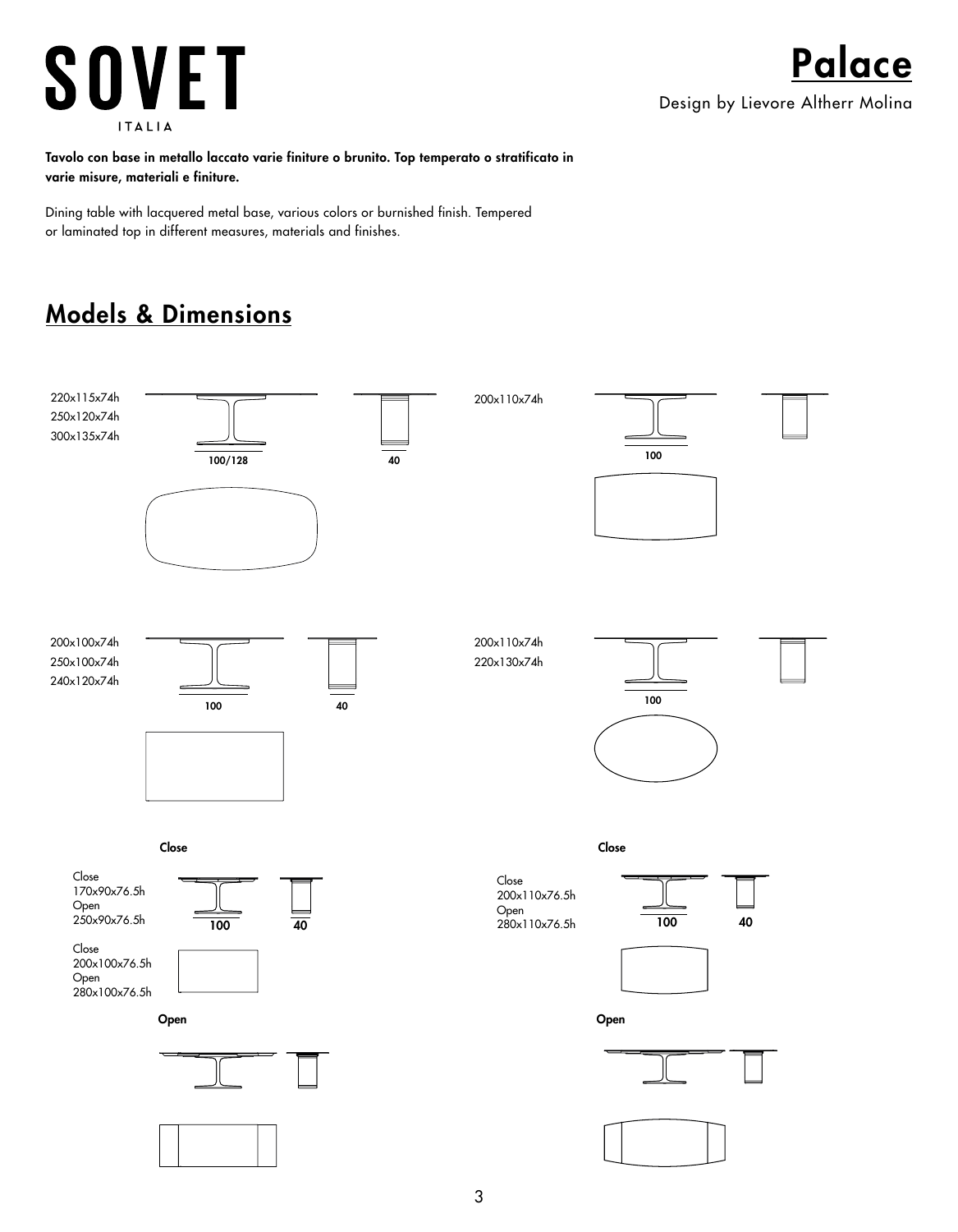# SOVET

ITALIA

# Palace

Design by Lievore Altherr Molina

**Tavolo con base in metallo laccato varie finiture o brunito. Top temperato o stratificato in varie misure, materiali e finiture.**

Dining table with lacquered metal base, various colors or burnished finish. Tempered or laminated top in different measures, materials and finishes.

## Models & Dimensions

220x115x74h
250x120x74h
300x135x74h

100/128

40

200x110x74h

100

200x100x74h
250x100x74h
240x120x74h

100

40

200x110x74h
220x130x74h

100

**Close**

Close
170x90x76.5h
Open
250x90x76.5h

100

40

Close
200x100x76.5h
Open
280x100x76.5h

**Open**

**Close**

Close
200x110x76.5h
Open
280x110x76.5h

100

40

**Open**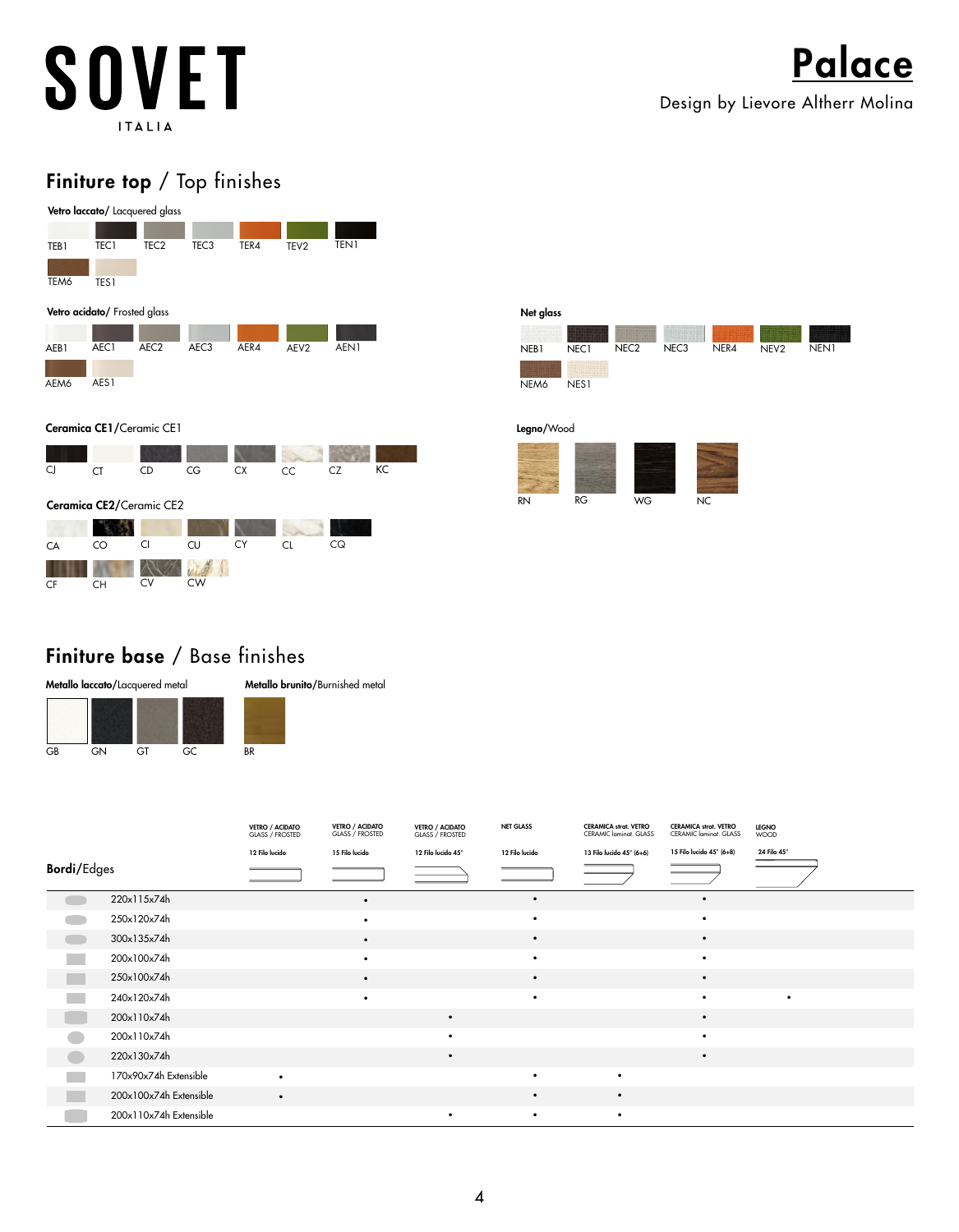# SOVET
ITALIA

# Palace

Design by Lievore Altherr Molina

## Finiture top / Top finishes

**Vetro laccato/** Lacquered glass

TEB1, TEC1, TEC2, TEC3, TER4, TEV2, TEN1, TEM6, TES1

**Vetro acidato/** Frosted glass

AEB1, AEC1, AEC2, AEC3, AER4, AEV2, AEN1, AEM6, AES1

**Net glass**

NEB1, NEC1, NEC2, NEC3, NER4, NEV2, NEN1, NEM6, NES1

**Ceramica CE1**/Ceramic CE1

CJ, CT, CD, CG, CX, CC, CZ, KC

**Legno**/Wood

RN, RG, WG, NC

**Ceramica CE2**/Ceramic CE2

CA, CO, CI, CU, CY, CL, CQ, CF, CH, CV, CW

## Finiture base / Base finishes

**Metallo laccato**/Lacquered metal

GB, GN, GT, GC

**Metallo brunito**/Burnished metal

BR

| **Bordi**/Edges | VETRO / ACIDATO GLASS / FROSTED 12 Filo lucido | VETRO / ACIDATO GLASS / FROSTED 15 Filo lucido | VETRO / ACIDATO GLASS / FROSTED 12 Filo lucido 45° | NET GLASS 12 Filo lucido | CERAMICA strat. VETRO CERAMIC laminat. GLASS 13 Filo lucido 45° (6+6) | CERAMICA strat. VETRO CERAMIC laminat. GLASS 15 Filo lucido 45° (6+8) | LEGNO WOOD 24 Filo 45° |
|---|---|---|---|---|---|---|---|
| 220x115x74h | | • | | • | | • | |
| 250x120x74h | | • | | • | | • | |
| 300x135x74h | | • | | • | | • | |
| 200x100x74h | | • | | • | | • | |
| 250x100x74h | | • | | • | | • | |
| 240x120x74h | | • | | • | | • | • |
| 200x110x74h | | | • | | | • | |
| 200x110x74h | | | • | | | • | |
| 220x130x74h | | | • | | | • | |
| 170x90x74h Extensible | • | | | • | • | | |
| 200x100x74h Extensible | • | | | • | • | | |
| 200x110x74h Extensible | | | • | • | • | | |